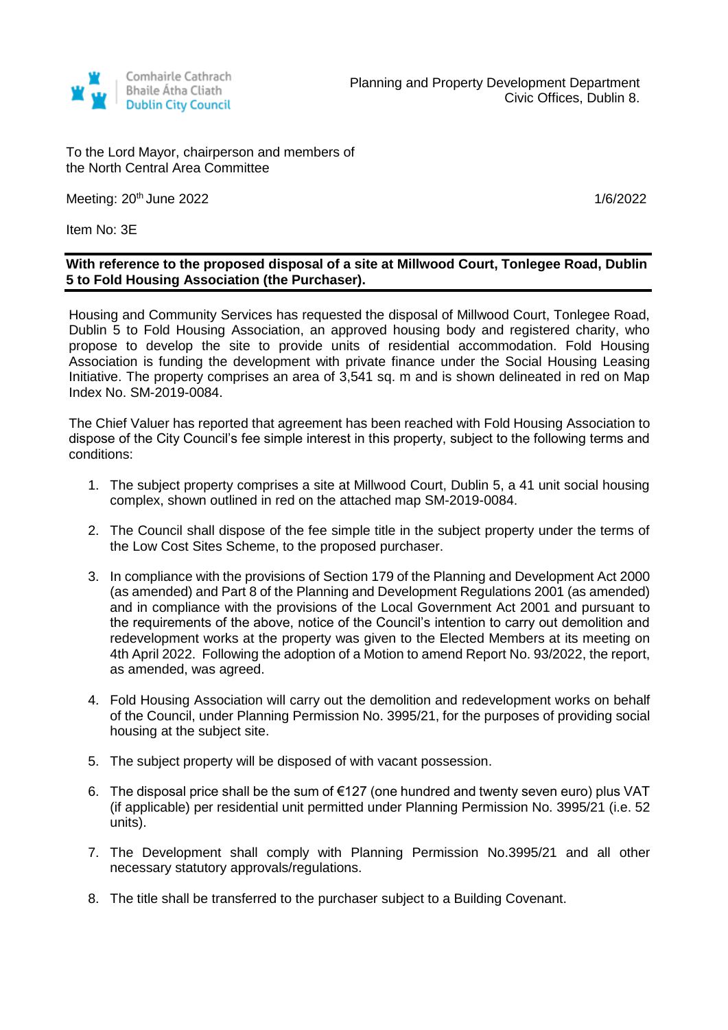Comhairle Cathrach
Bhaile Átha Cliath
Dublin City Council

Planning and Property Development Department
Civic Offices, Dublin 8.

To the Lord Mayor, chairperson and members of
the North Central Area Committee

Meeting: 20th June 2022

1/6/2022

Item No: 3E

**With reference to the proposed disposal of a site at Millwood Court, Tonlegee Road, Dublin 5 to Fold Housing Association (the Purchaser).**

Housing and Community Services has requested the disposal of Millwood Court, Tonlegee Road, Dublin 5 to Fold Housing Association, an approved housing body and registered charity, who propose to develop the site to provide units of residential accommodation. Fold Housing Association is funding the development with private finance under the Social Housing Leasing Initiative. The property comprises an area of 3,541 sq. m and is shown delineated in red on Map Index No. SM-2019-0084.

The Chief Valuer has reported that agreement has been reached with Fold Housing Association to dispose of the City Council's fee simple interest in this property, subject to the following terms and conditions:

1. The subject property comprises a site at Millwood Court, Dublin 5, a 41 unit social housing complex, shown outlined in red on the attached map SM-2019-0084.

2. The Council shall dispose of the fee simple title in the subject property under the terms of the Low Cost Sites Scheme, to the proposed purchaser.

3. In compliance with the provisions of Section 179 of the Planning and Development Act 2000 (as amended) and Part 8 of the Planning and Development Regulations 2001 (as amended) and in compliance with the provisions of the Local Government Act 2001 and pursuant to the requirements of the above, notice of the Council's intention to carry out demolition and redevelopment works at the property was given to the Elected Members at its meeting on 4th April 2022. Following the adoption of a Motion to amend Report No. 93/2022, the report, as amended, was agreed.

4. Fold Housing Association will carry out the demolition and redevelopment works on behalf of the Council, under Planning Permission No. 3995/21, for the purposes of providing social housing at the subject site.

5. The subject property will be disposed of with vacant possession.

6. The disposal price shall be the sum of €127 (one hundred and twenty seven euro) plus VAT (if applicable) per residential unit permitted under Planning Permission No. 3995/21 (i.e. 52 units).

7. The Development shall comply with Planning Permission No.3995/21 and all other necessary statutory approvals/regulations.

8. The title shall be transferred to the purchaser subject to a Building Covenant.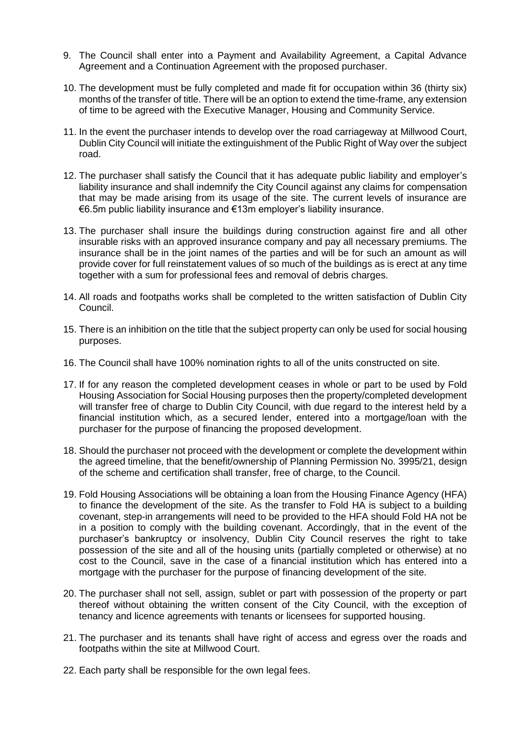9. The Council shall enter into a Payment and Availability Agreement, a Capital Advance Agreement and a Continuation Agreement with the proposed purchaser.

10. The development must be fully completed and made fit for occupation within 36 (thirty six) months of the transfer of title. There will be an option to extend the time-frame, any extension of time to be agreed with the Executive Manager, Housing and Community Service.

11. In the event the purchaser intends to develop over the road carriageway at Millwood Court, Dublin City Council will initiate the extinguishment of the Public Right of Way over the subject road.

12. The purchaser shall satisfy the Council that it has adequate public liability and employer's liability insurance and shall indemnify the City Council against any claims for compensation that may be made arising from its usage of the site. The current levels of insurance are €6.5m public liability insurance and €13m employer's liability insurance.

13. The purchaser shall insure the buildings during construction against fire and all other insurable risks with an approved insurance company and pay all necessary premiums. The insurance shall be in the joint names of the parties and will be for such an amount as will provide cover for full reinstatement values of so much of the buildings as is erect at any time together with a sum for professional fees and removal of debris charges.

14. All roads and footpaths works shall be completed to the written satisfaction of Dublin City Council.

15. There is an inhibition on the title that the subject property can only be used for social housing purposes.

16. The Council shall have 100% nomination rights to all of the units constructed on site.

17. If for any reason the completed development ceases in whole or part to be used by Fold Housing Association for Social Housing purposes then the property/completed development will transfer free of charge to Dublin City Council, with due regard to the interest held by a financial institution which, as a secured lender, entered into a mortgage/loan with the purchaser for the purpose of financing the proposed development.

18. Should the purchaser not proceed with the development or complete the development within the agreed timeline, that the benefit/ownership of Planning Permission No. 3995/21, design of the scheme and certification shall transfer, free of charge, to the Council.

19. Fold Housing Associations will be obtaining a loan from the Housing Finance Agency (HFA) to finance the development of the site. As the transfer to Fold HA is subject to a building covenant, step-in arrangements will need to be provided to the HFA should Fold HA not be in a position to comply with the building covenant. Accordingly, that in the event of the purchaser's bankruptcy or insolvency, Dublin City Council reserves the right to take possession of the site and all of the housing units (partially completed or otherwise) at no cost to the Council, save in the case of a financial institution which has entered into a mortgage with the purchaser for the purpose of financing development of the site.

20. The purchaser shall not sell, assign, sublet or part with possession of the property or part thereof without obtaining the written consent of the City Council, with the exception of tenancy and licence agreements with tenants or licensees for supported housing.

21. The purchaser and its tenants shall have right of access and egress over the roads and footpaths within the site at Millwood Court.

22. Each party shall be responsible for the own legal fees.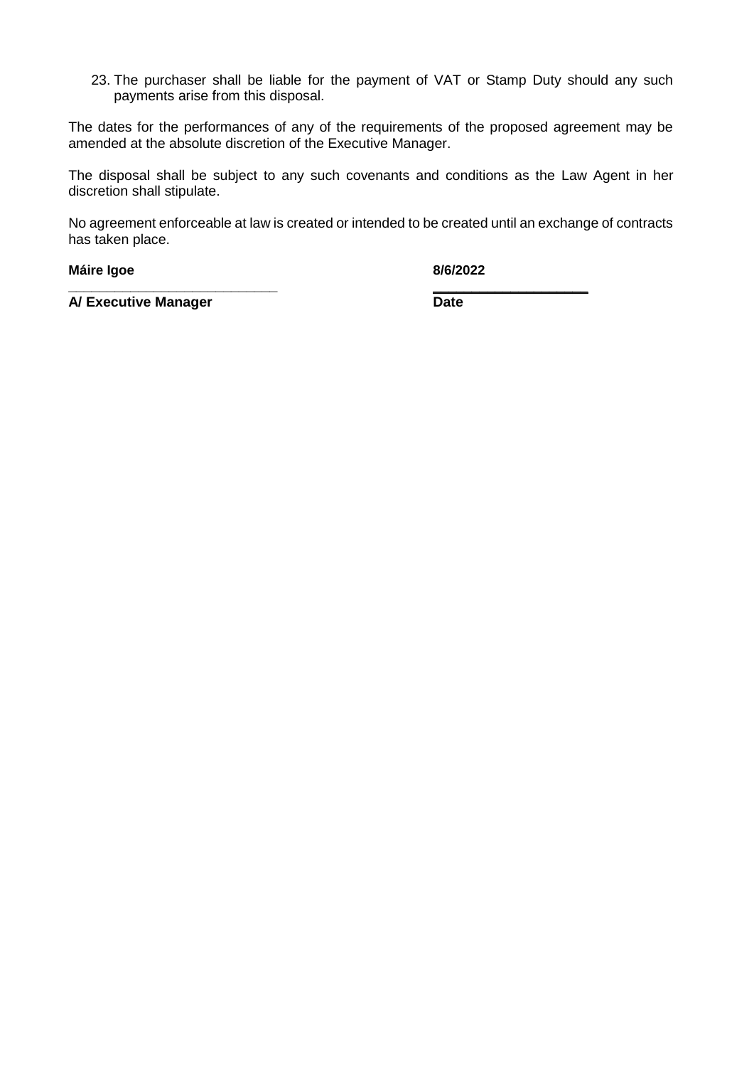23. The purchaser shall be liable for the payment of VAT or Stamp Duty should any such payments arise from this disposal.

The dates for the performances of any of the requirements of the proposed agreement may be amended at the absolute discretion of the Executive Manager.

The disposal shall be subject to any such covenants and conditions as the Law Agent in her discretion shall stipulate.

No agreement enforceable at law is created or intended to be created until an exchange of contracts has taken place.

| | |
|---|---|
| **Máire Igoe** | **8/6/2022** |
| ___________________________ | ___________________ |
| **A/ Executive Manager** | **Date** |